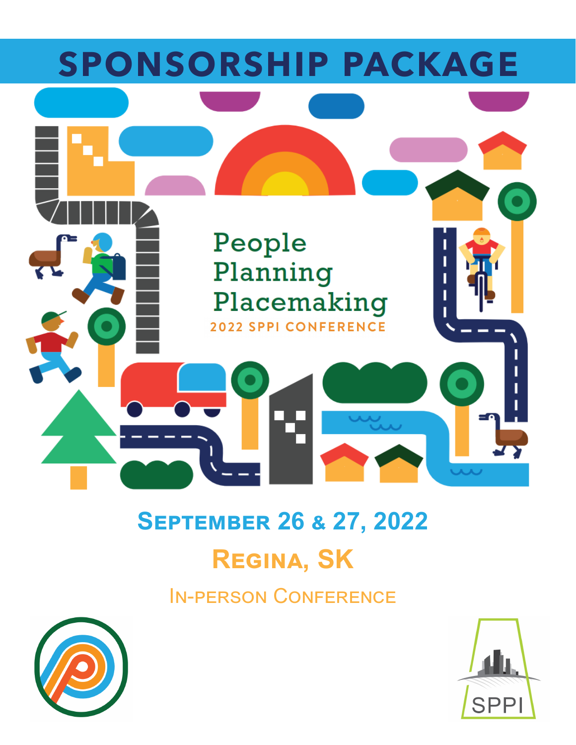# SPONSORSHIP PACKAGE

People
Planning
Placemaking

2022 SPPI CONFERENCE

## September 26 & 27, 2022

## Regina, SK

In-person Conference

SPPI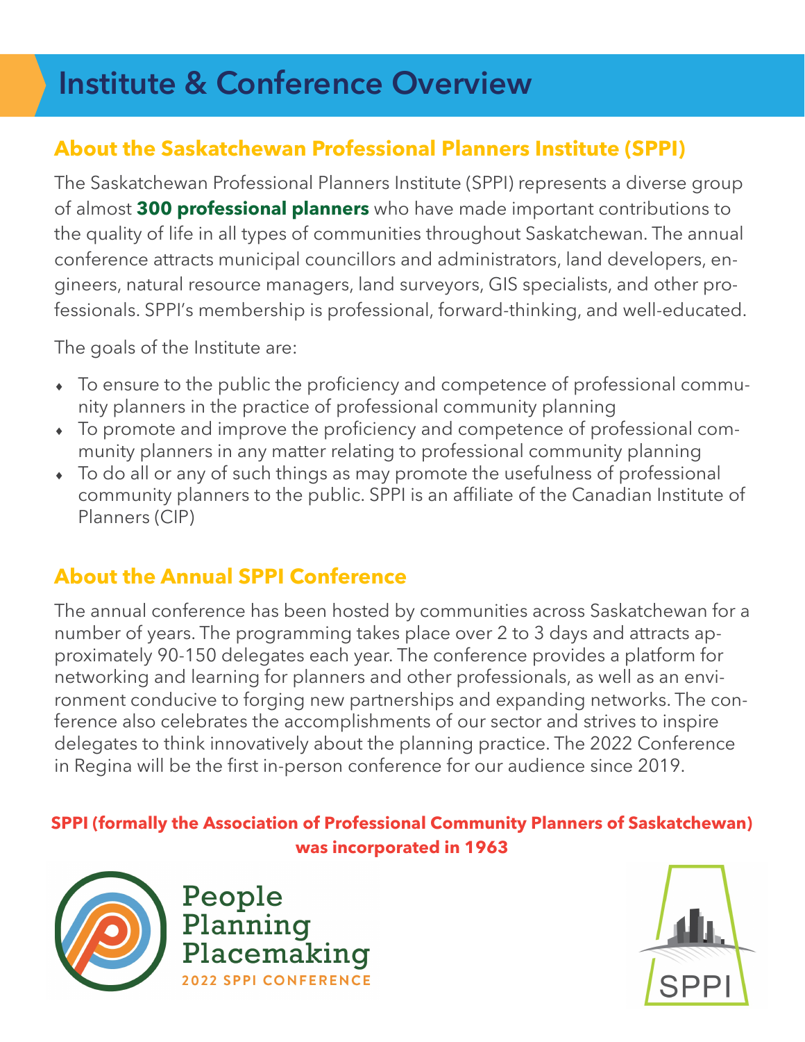# Institute & Conference Overview

## About the Saskatchewan Professional Planners Institute (SPPI)

The Saskatchewan Professional Planners Institute (SPPI) represents a diverse group of almost **300 professional planners** who have made important contributions to the quality of life in all types of communities throughout Saskatchewan. The annual conference attracts municipal councillors and administrators, land developers, engineers, natural resource managers, land surveyors, GIS specialists, and other professionals. SPPI's membership is professional, forward-thinking, and well-educated.

The goals of the Institute are:

- To ensure to the public the proficiency and competence of professional community planners in the practice of professional community planning
- To promote and improve the proficiency and competence of professional community planners in any matter relating to professional community planning
- To do all or any of such things as may promote the usefulness of professional community planners to the public. SPPI is an affiliate of the Canadian Institute of Planners (CIP)

## About the Annual SPPI Conference

The annual conference has been hosted by communities across Saskatchewan for a number of years. The programming takes place over 2 to 3 days and attracts approximately 90-150 delegates each year. The conference provides a platform for networking and learning for planners and other professionals, as well as an environment conducive to forging new partnerships and expanding networks. The conference also celebrates the accomplishments of our sector and strives to inspire delegates to think innovatively about the planning practice. The 2022 Conference in Regina will be the first in-person conference for our audience since 2019.

**SPPI (formally the Association of Professional Community Planners of Saskatchewan) was incorporated in 1963**

People Planning Placemaking
2022 SPPI CONFERENCE

SPPI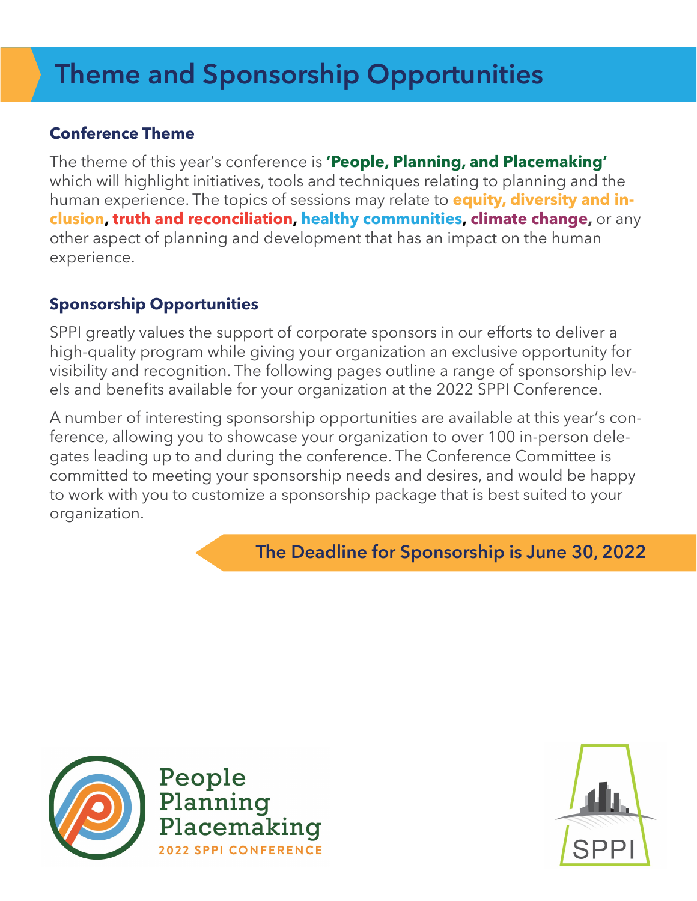# Theme and Sponsorship Opportunities

## Conference Theme

The theme of this year's conference is **'People, Planning, and Placemaking'** which will highlight initiatives, tools and techniques relating to planning and the human experience. The topics of sessions may relate to **equity, diversity and inclusion**, **truth and reconciliation**, **healthy communities**, **climate change**, or any other aspect of planning and development that has an impact on the human experience.

## Sponsorship Opportunities

SPPI greatly values the support of corporate sponsors in our efforts to deliver a high-quality program while giving your organization an exclusive opportunity for visibility and recognition. The following pages outline a range of sponsorship levels and benefits available for your organization at the 2022 SPPI Conference.

A number of interesting sponsorship opportunities are available at this year's conference, allowing you to showcase your organization to over 100 in-person delegates leading up to and during the conference. The Conference Committee is committed to meeting your sponsorship needs and desires, and would be happy to work with you to customize a sponsorship package that is best suited to your organization.

**The Deadline for Sponsorship is June 30, 2022**

People
Planning
Placemaking
2022 SPPI CONFERENCE

SPPI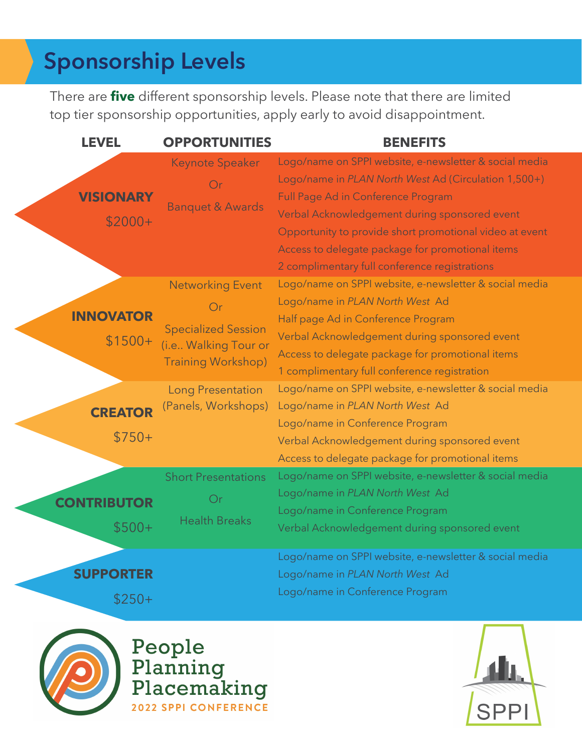## Sponsorship Levels

There are **five** different sponsorship levels. Please note that there are limited top tier sponsorship opportunities, apply early to avoid disappointment.

| LEVEL | OPPORTUNITIES | BENEFITS |
|---|---|---|
| **VISIONARY** $2000+ | Keynote Speaker Or Banquet & Awards | Logo/name on SPPI website, e-newsletter & social media<br>Logo/name in *PLAN North West* Ad (Circulation 1,500+)<br>Full Page Ad in Conference Program<br>Verbal Acknowledgement during sponsored event<br>Opportunity to provide short promotional video at event<br>Access to delegate package for promotional items<br>2 complimentary full conference registrations |
| **INNOVATOR** $1500+ | Networking Event Or Specialized Session (i.e.. Walking Tour or Training Workshop) | Logo/name on SPPI website, e-newsletter & social media<br>Logo/name in *PLAN North West* Ad<br>Half page Ad in Conference Program<br>Verbal Acknowledgement during sponsored event<br>Access to delegate package for promotional items<br>1 complimentary full conference registration |
| **CREATOR** $750+ | Long Presentation (Panels, Workshops) | Logo/name on SPPI website, e-newsletter & social media<br>Logo/name in *PLAN North West* Ad<br>Logo/name in Conference Program<br>Verbal Acknowledgement during sponsored event<br>Access to delegate package for promotional items |
| **CONTRIBUTOR** $500+ | Short Presentations Or Health Breaks | Logo/name on SPPI website, e-newsletter & social media<br>Logo/name in *PLAN North West* Ad<br>Logo/name in Conference Program<br>Verbal Acknowledgement during sponsored event |
| **SUPPORTER** $250+ | | Logo/name on SPPI website, e-newsletter & social media<br>Logo/name in *PLAN North West* Ad<br>Logo/name in Conference Program |

People Planning Placemaking
2022 SPPI CONFERENCE

SPPI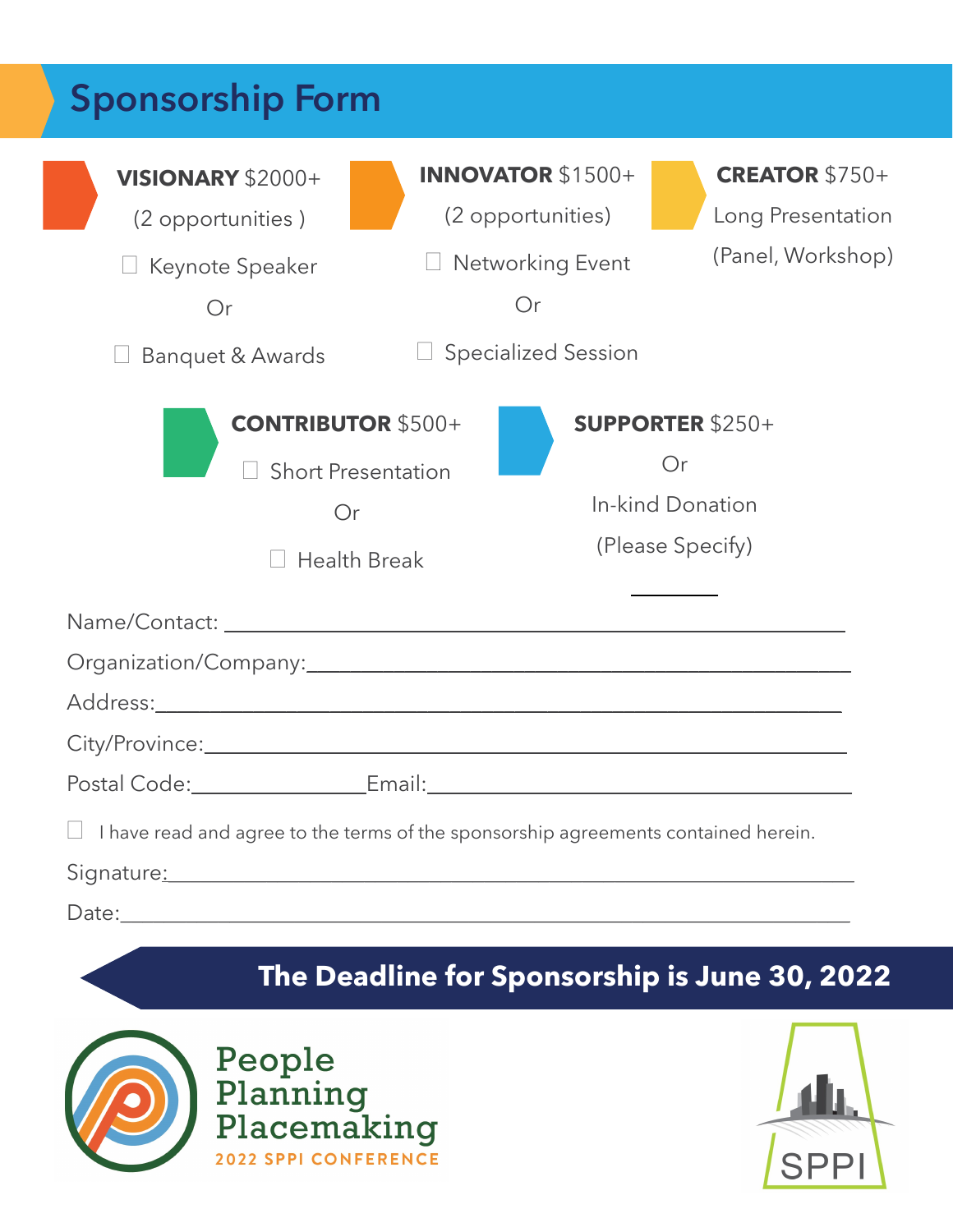# Sponsorship Form

**VISIONARY** $2000+
(2 opportunities )

- ☐ Keynote Speaker

Or

- ☐ Banquet & Awards

**INNOVATOR** $1500+
(2 opportunities)

- ☐ Networking Event

Or

- ☐ Specialized Session

**CREATOR** $750+
Long Presentation
(Panel, Workshop)

**CONTRIBUTOR** $500+

- ☐ Short Presentation

Or

- ☐ Health Break

**SUPPORTER** $250+

Or

In-kind Donation
(Please Specify)

________

Name/Contact: ____________________________________________

Organization/Company: ____________________________________

Address: _________________________________________________

City/Province: ____________________________________________

Postal Code: ______________ Email: __________________________

☐ I have read and agree to the terms of the sponsorship agreements contained herein.

Signature: _______________________________________________

Date: ___________________________________________________

**The Deadline for Sponsorship is June 30, 2022**

People Planning Placemaking
2022 SPPI CONFERENCE

SPPI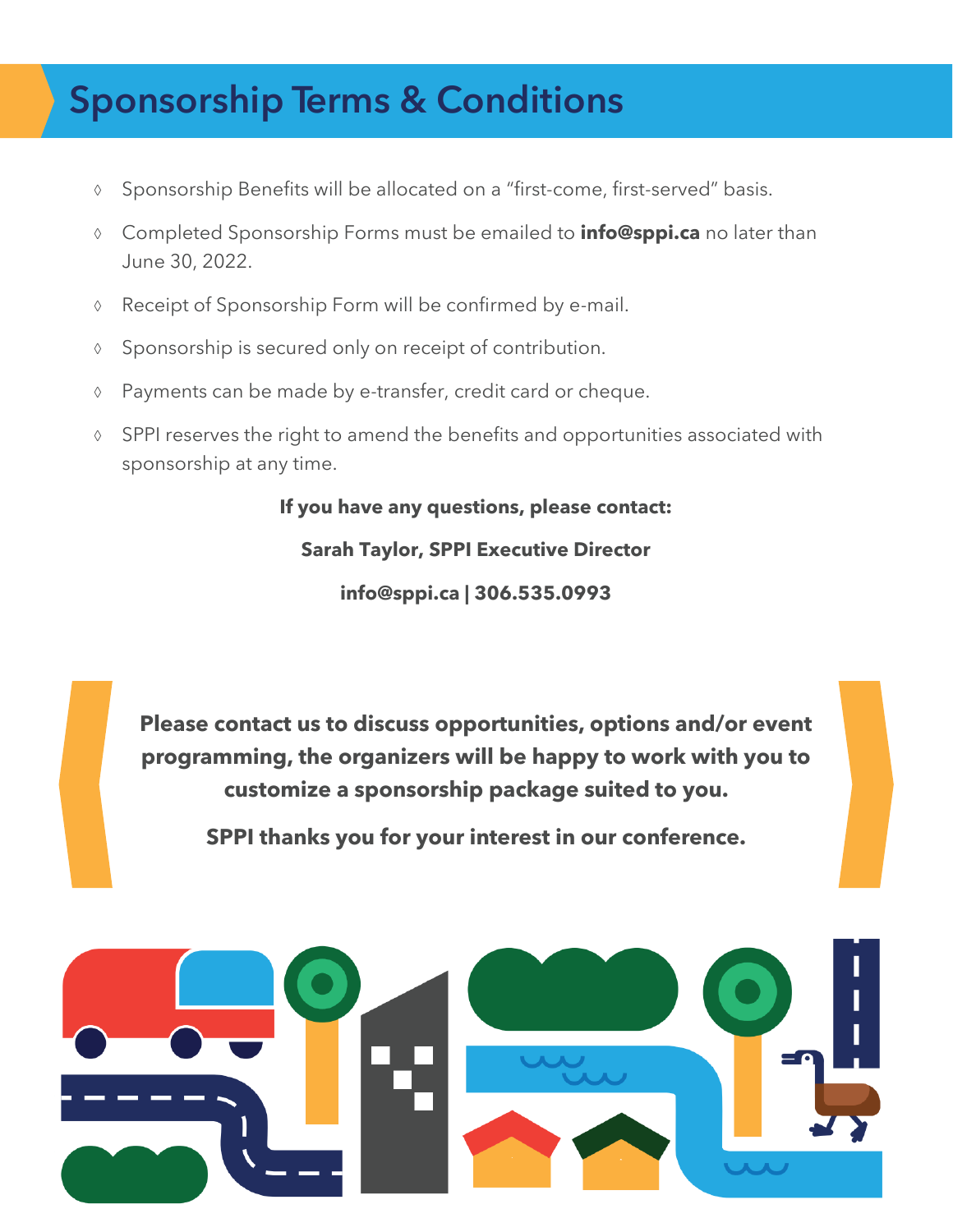# Sponsorship Terms & Conditions

- Sponsorship Benefits will be allocated on a "first-come, first-served" basis.
- Completed Sponsorship Forms must be emailed to **info@sppi.ca** no later than June 30, 2022.
- Receipt of Sponsorship Form will be confirmed by e-mail.
- Sponsorship is secured only on receipt of contribution.
- Payments can be made by e-transfer, credit card or cheque.
- SPPI reserves the right to amend the benefits and opportunities associated with sponsorship at any time.

**If you have any questions, please contact:**

**Sarah Taylor, SPPI Executive Director**

**info@sppi.ca | 306.535.0993**

**Please contact us to discuss opportunities, options and/or event programming, the organizers will be happy to work with you to customize a sponsorship package suited to you.**

**SPPI thanks you for your interest in our conference.**